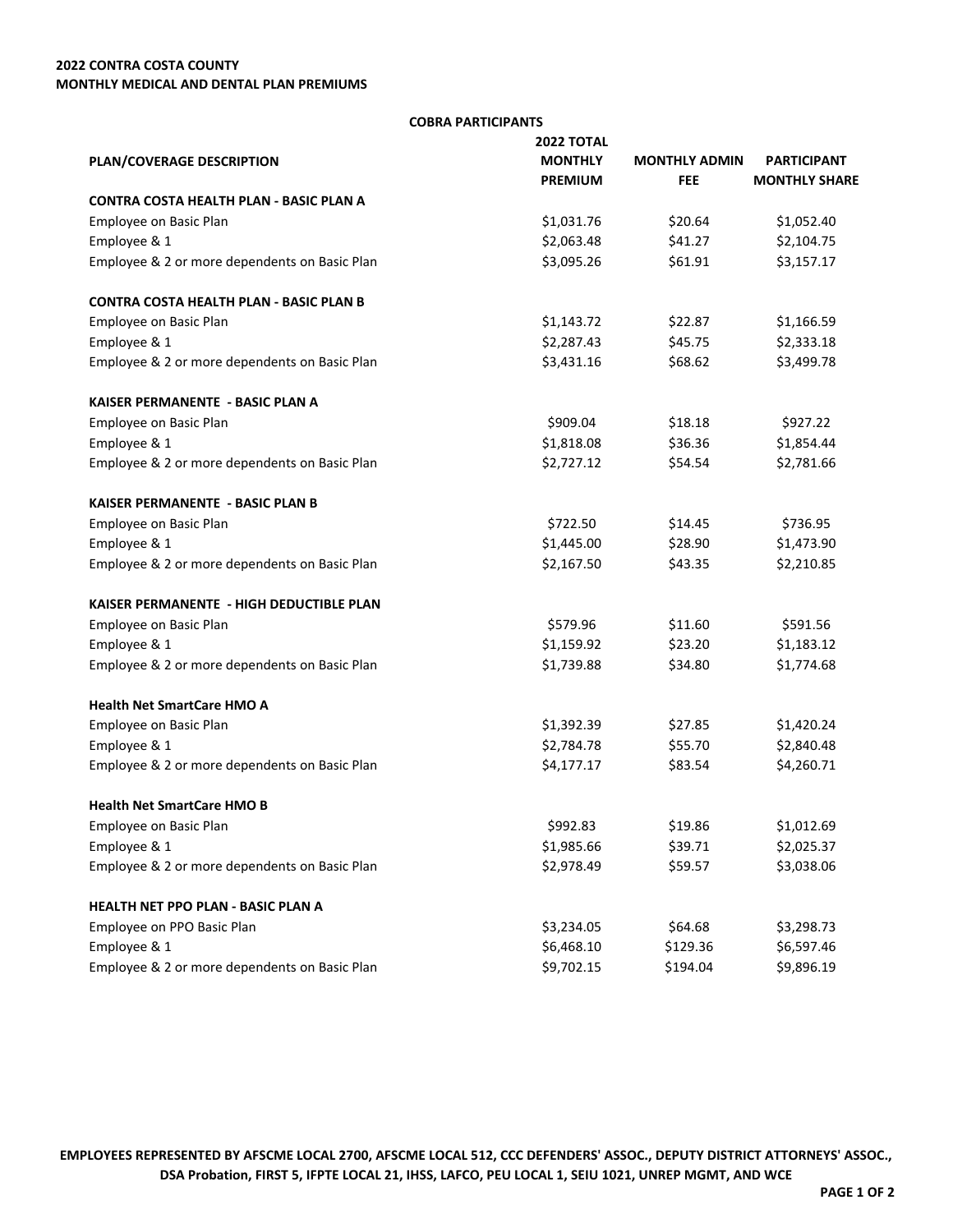**2022 CONTRA COSTA COUNTY**
**MONTHLY MEDICAL AND DENTAL PLAN PREMIUMS**

**COBRA PARTICIPANTS**

| PLAN/COVERAGE DESCRIPTION | 2022 TOTAL MONTHLY PREMIUM | MONTHLY ADMIN FEE | PARTICIPANT MONTHLY SHARE |
|---|---|---|---|
| **CONTRA COSTA HEALTH PLAN - BASIC PLAN A** | | | |
| Employee on Basic Plan | $1,031.76 | $20.64 | $1,052.40 |
| Employee & 1 | $2,063.48 | $41.27 | $2,104.75 |
| Employee & 2 or more dependents on Basic Plan | $3,095.26 | $61.91 | $3,157.17 |
| **CONTRA COSTA HEALTH PLAN - BASIC PLAN B** | | | |
| Employee on Basic Plan | $1,143.72 | $22.87 | $1,166.59 |
| Employee & 1 | $2,287.43 | $45.75 | $2,333.18 |
| Employee & 2 or more dependents on Basic Plan | $3,431.16 | $68.62 | $3,499.78 |
| **KAISER PERMANENTE - BASIC PLAN A** | | | |
| Employee on Basic Plan | $909.04 | $18.18 | $927.22 |
| Employee & 1 | $1,818.08 | $36.36 | $1,854.44 |
| Employee & 2 or more dependents on Basic Plan | $2,727.12 | $54.54 | $2,781.66 |
| **KAISER PERMANENTE - BASIC PLAN B** | | | |
| Employee on Basic Plan | $722.50 | $14.45 | $736.95 |
| Employee & 1 | $1,445.00 | $28.90 | $1,473.90 |
| Employee & 2 or more dependents on Basic Plan | $2,167.50 | $43.35 | $2,210.85 |
| **KAISER PERMANENTE - HIGH DEDUCTIBLE PLAN** | | | |
| Employee on Basic Plan | $579.96 | $11.60 | $591.56 |
| Employee & 1 | $1,159.92 | $23.20 | $1,183.12 |
| Employee & 2 or more dependents on Basic Plan | $1,739.88 | $34.80 | $1,774.68 |
| **Health Net SmartCare HMO A** | | | |
| Employee on Basic Plan | $1,392.39 | $27.85 | $1,420.24 |
| Employee & 1 | $2,784.78 | $55.70 | $2,840.48 |
| Employee & 2 or more dependents on Basic Plan | $4,177.17 | $83.54 | $4,260.71 |
| **Health Net SmartCare HMO B** | | | |
| Employee on Basic Plan | $992.83 | $19.86 | $1,012.69 |
| Employee & 1 | $1,985.66 | $39.71 | $2,025.37 |
| Employee & 2 or more dependents on Basic Plan | $2,978.49 | $59.57 | $3,038.06 |
| **HEALTH NET PPO PLAN - BASIC PLAN A** | | | |
| Employee on PPO Basic Plan | $3,234.05 | $64.68 | $3,298.73 |
| Employee & 1 | $6,468.10 | $129.36 | $6,597.46 |
| Employee & 2 or more dependents on Basic Plan | $9,702.15 | $194.04 | $9,896.19 |

**EMPLOYEES REPRESENTED BY AFSCME LOCAL 2700, AFSCME LOCAL 512, CCC DEFENDERS' ASSOC., DEPUTY DISTRICT ATTORNEYS' ASSOC., DSA Probation, FIRST 5, IFPTE LOCAL 21, IHSS, LAFCO, PEU LOCAL 1, SEIU 1021, UNREP MGMT, AND WCE**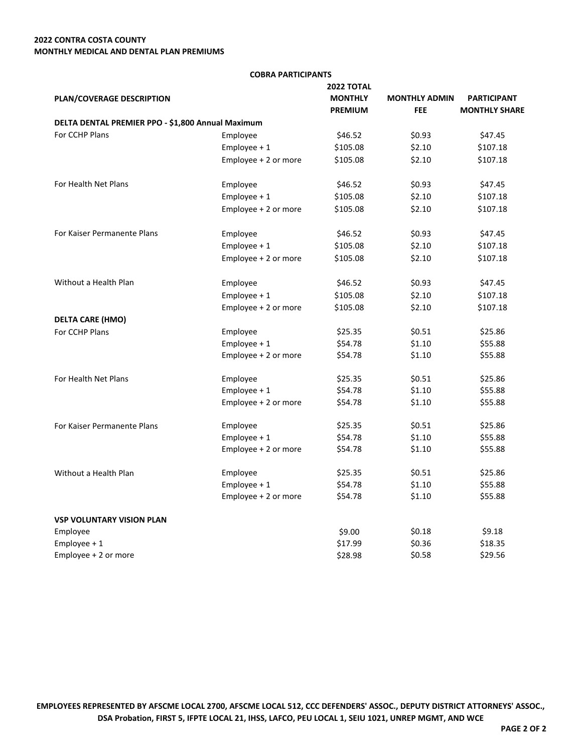**2022 CONTRA COSTA COUNTY**
**MONTHLY MEDICAL AND DENTAL PLAN PREMIUMS**

**COBRA PARTICIPANTS**

| PLAN/COVERAGE DESCRIPTION | | 2022 TOTAL MONTHLY PREMIUM | MONTHLY ADMIN FEE | PARTICIPANT MONTHLY SHARE |
|---|---|---|---|---|
| **DELTA DENTAL PREMIER PPO - $1,800 Annual Maximum** | | | | |
| For CCHP Plans | Employee | $46.52 | $0.93 | $47.45 |
| | Employee + 1 | $105.08 | $2.10 | $107.18 |
| | Employee + 2 or more | $105.08 | $2.10 | $107.18 |
| For Health Net Plans | Employee | $46.52 | $0.93 | $47.45 |
| | Employee + 1 | $105.08 | $2.10 | $107.18 |
| | Employee + 2 or more | $105.08 | $2.10 | $107.18 |
| For Kaiser Permanente Plans | Employee | $46.52 | $0.93 | $47.45 |
| | Employee + 1 | $105.08 | $2.10 | $107.18 |
| | Employee + 2 or more | $105.08 | $2.10 | $107.18 |
| Without a Health Plan | Employee | $46.52 | $0.93 | $47.45 |
| | Employee + 1 | $105.08 | $2.10 | $107.18 |
| | Employee + 2 or more | $105.08 | $2.10 | $107.18 |
| **DELTA CARE (HMO)** | | | | |
| For CCHP Plans | Employee | $25.35 | $0.51 | $25.86 |
| | Employee + 1 | $54.78 | $1.10 | $55.88 |
| | Employee + 2 or more | $54.78 | $1.10 | $55.88 |
| For Health Net Plans | Employee | $25.35 | $0.51 | $25.86 |
| | Employee + 1 | $54.78 | $1.10 | $55.88 |
| | Employee + 2 or more | $54.78 | $1.10 | $55.88 |
| For Kaiser Permanente Plans | Employee | $25.35 | $0.51 | $25.86 |
| | Employee + 1 | $54.78 | $1.10 | $55.88 |
| | Employee + 2 or more | $54.78 | $1.10 | $55.88 |
| Without a Health Plan | Employee | $25.35 | $0.51 | $25.86 |
| | Employee + 1 | $54.78 | $1.10 | $55.88 |
| | Employee + 2 or more | $54.78 | $1.10 | $55.88 |
| **VSP VOLUNTARY VISION PLAN** | | | | |
| Employee | | $9.00 | $0.18 | $9.18 |
| Employee + 1 | | $17.99 | $0.36 | $18.35 |
| Employee + 2 or more | | $28.98 | $0.58 | $29.56 |

**EMPLOYEES REPRESENTED BY AFSCME LOCAL 2700, AFSCME LOCAL 512, CCC DEFENDERS' ASSOC., DEPUTY DISTRICT ATTORNEYS' ASSOC., DSA Probation, FIRST 5, IFPTE LOCAL 21, IHSS, LAFCO, PEU LOCAL 1, SEIU 1021, UNREP MGMT, AND WCE**